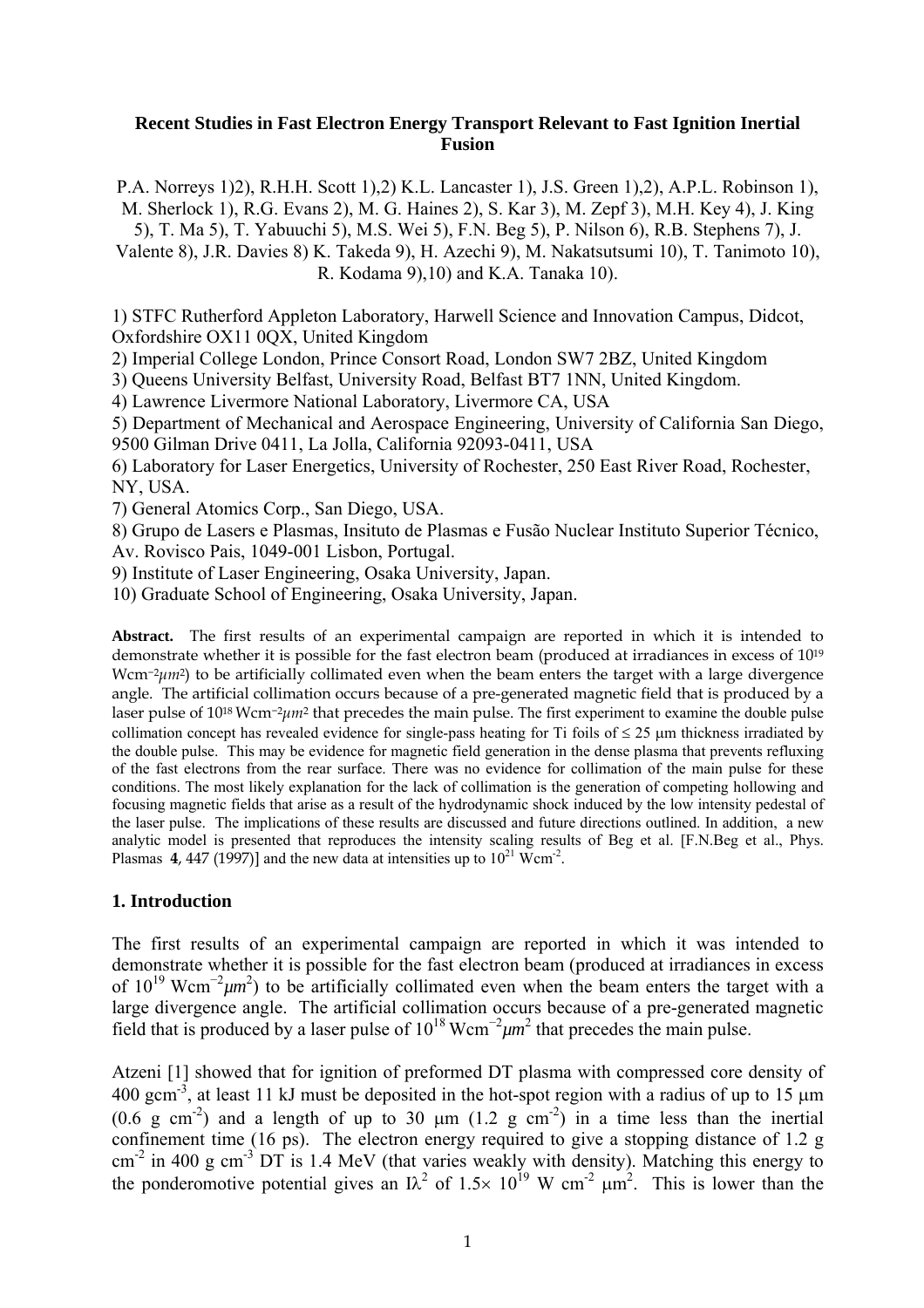# Recent Studies in Fast Electron Energy Transport Relevant to Fast Ignition Inertial Fusion

P.A. Norreys 1)2), R.H.H. Scott 1),2) K.L. Lancaster 1), J.S. Green 1),2), A.P.L. Robinson 1), M. Sherlock 1), R.G. Evans 2), M. G. Haines 2), S. Kar 3), M. Zepf 3), M.H. Key 4), J. King 5), T. Ma 5), T. Yabuuchi 5), M.S. Wei 5), F.N. Beg 5), P. Nilson 6), R.B. Stephens 7), J. Valente 8), J.R. Davies 8) K. Takeda 9), H. Azechi 9), M. Nakatsutsumi 10), T. Tanimoto 10), R. Kodama 9),10) and K.A. Tanaka 10).

1) STFC Rutherford Appleton Laboratory, Harwell Science and Innovation Campus, Didcot, Oxfordshire OX11 0QX, United Kingdom
2) Imperial College London, Prince Consort Road, London SW7 2BZ, United Kingdom
3) Queens University Belfast, University Road, Belfast BT7 1NN, United Kingdom.
4) Lawrence Livermore National Laboratory, Livermore CA, USA
5) Department of Mechanical and Aerospace Engineering, University of California San Diego, 9500 Gilman Drive 0411, La Jolla, California 92093-0411, USA
6) Laboratory for Laser Energetics, University of Rochester, 250 East River Road, Rochester, NY, USA.
7) General Atomics Corp., San Diego, USA.
8) Grupo de Lasers e Plasmas, Insituto de Plasmas e Fusão Nuclear Instituto Superior Técnico, Av. Rovisco Pais, 1049-001 Lisbon, Portugal.
9) Institute of Laser Engineering, Osaka University, Japan.
10) Graduate School of Engineering, Osaka University, Japan.

**Abstract.** The first results of an experimental campaign are reported in which it is intended to demonstrate whether it is possible for the fast electron beam (produced at irradiances in excess of $10^{19}$ $\mathrm{Wcm^{-2}}\mu m^2$) to be artificially collimated even when the beam enters the target with a large divergence angle. The artificial collimation occurs because of a pre-generated magnetic field that is produced by a laser pulse of $10^{18}$ $\mathrm{Wcm^{-2}}\mu m^2$ that precedes the main pulse. The first experiment to examine the double pulse collimation concept has revealed evidence for single-pass heating for Ti foils of ≤ 25 μm thickness irradiated by the double pulse. This may be evidence for magnetic field generation in the dense plasma that prevents refluxing of the fast electrons from the rear surface. There was no evidence for collimation of the main pulse for these conditions. The most likely explanation for the lack of collimation is the generation of competing hollowing and focusing magnetic fields that arise as a result of the hydrodynamic shock induced by the low intensity pedestal of the laser pulse. The implications of these results are discussed and future directions outlined. In addition, a new analytic model is presented that reproduces the intensity scaling results of Beg et al. [F.N.Beg et al., Phys. Plasmas **4**, 447 (1997)] and the new data at intensities up to $10^{21}$ $\mathrm{Wcm^{-2}}$.

## 1. Introduction

The first results of an experimental campaign are reported in which it was intended to demonstrate whether it is possible for the fast electron beam (produced at irradiances in excess of $10^{19}$ $\mathrm{Wcm^{-2}}\mu m^2$) to be artificially collimated even when the beam enters the target with a large divergence angle. The artificial collimation occurs because of a pre-generated magnetic field that is produced by a laser pulse of $10^{18}$ $\mathrm{Wcm^{-2}}\mu m^2$ that precedes the main pulse.

Atzeni [1] showed that for ignition of preformed DT plasma with compressed core density of 400 $\mathrm{gcm^{-3}}$, at least 11 kJ must be deposited in the hot-spot region with a radius of up to 15 μm (0.6 g $\mathrm{cm^{-2}}$) and a length of up to 30 μm (1.2 g $\mathrm{cm^{-2}}$) in a time less than the inertial confinement time (16 ps). The electron energy required to give a stopping distance of 1.2 g $\mathrm{cm^{-2}}$ in 400 g $\mathrm{cm^{-3}}$ DT is 1.4 MeV (that varies weakly with density). Matching this energy to the ponderomotive potential gives an $I\lambda^2$ of $1.5\times 10^{19}$ W $\mathrm{cm^{-2}}$ $\mu\mathrm{m}^2$. This is lower than the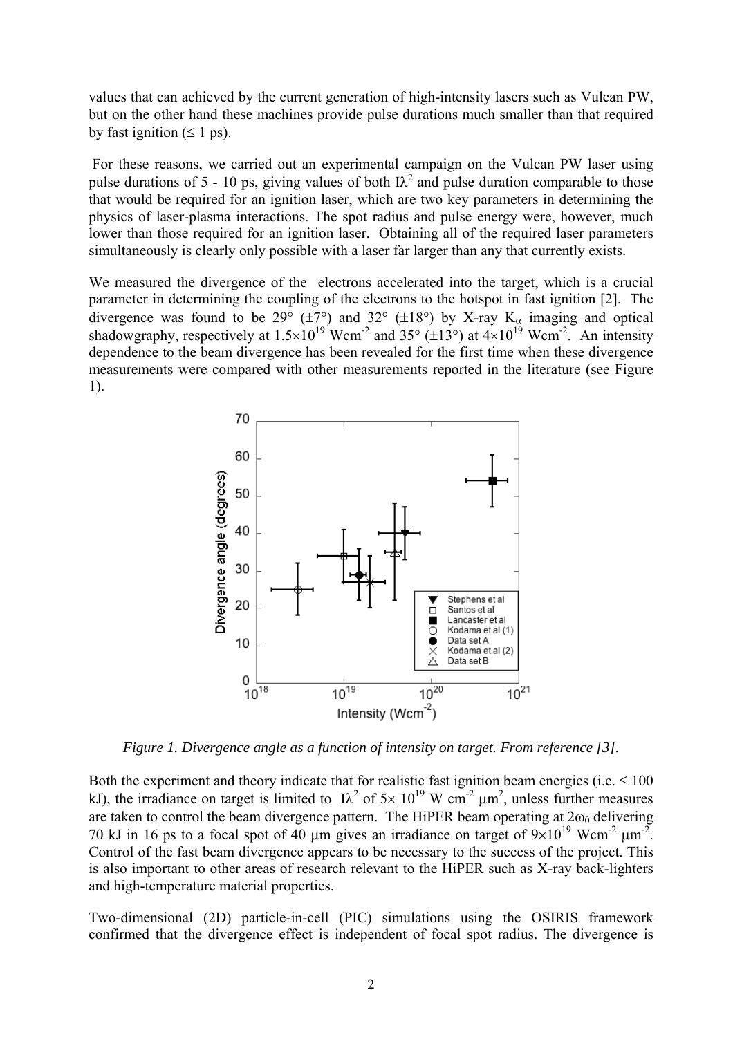values that can achieved by the current generation of high-intensity lasers such as Vulcan PW, but on the other hand these machines provide pulse durations much smaller than that required by fast ignition ($\leq$ 1 ps).

For these reasons, we carried out an experimental campaign on the Vulcan PW laser using pulse durations of 5 - 10 ps, giving values of both $I\lambda^2$ and pulse duration comparable to those that would be required for an ignition laser, which are two key parameters in determining the physics of laser-plasma interactions. The spot radius and pulse energy were, however, much lower than those required for an ignition laser. Obtaining all of the required laser parameters simultaneously is clearly only possible with a laser far larger than any that currently exists.

We measured the divergence of the electrons accelerated into the target, which is a crucial parameter in determining the coupling of the electrons to the hotspot in fast ignition [2]. The divergence was found to be 29° (±7°) and 32° (±18°) by X-ray $K_\alpha$ imaging and optical shadowgraphy, respectively at $1.5\times10^{19}$ Wcm$^{-2}$ and 35° (±13°) at $4\times10^{19}$ Wcm$^{-2}$. An intensity dependence to the beam divergence has been revealed for the first time when these divergence measurements were compared with other measurements reported in the literature (see Figure 1).

*Figure 1. Divergence angle as a function of intensity on target. From reference [3].*

Both the experiment and theory indicate that for realistic fast ignition beam energies (i.e. $\leq$ 100 kJ), the irradiance on target is limited to $I\lambda^2$ of $5\times10^{19}$ W cm$^{-2}$ μm$^2$, unless further measures are taken to control the beam divergence pattern. The HiPER beam operating at $2\omega_0$ delivering 70 kJ in 16 ps to a focal spot of 40 μm gives an irradiance on target of $9\times10^{19}$ Wcm$^{-2}$ μm$^{-2}$. Control of the fast beam divergence appears to be necessary to the success of the project. This is also important to other areas of research relevant to the HiPER such as X-ray back-lighters and high-temperature material properties.

Two-dimensional (2D) particle-in-cell (PIC) simulations using the OSIRIS framework confirmed that the divergence effect is independent of focal spot radius. The divergence is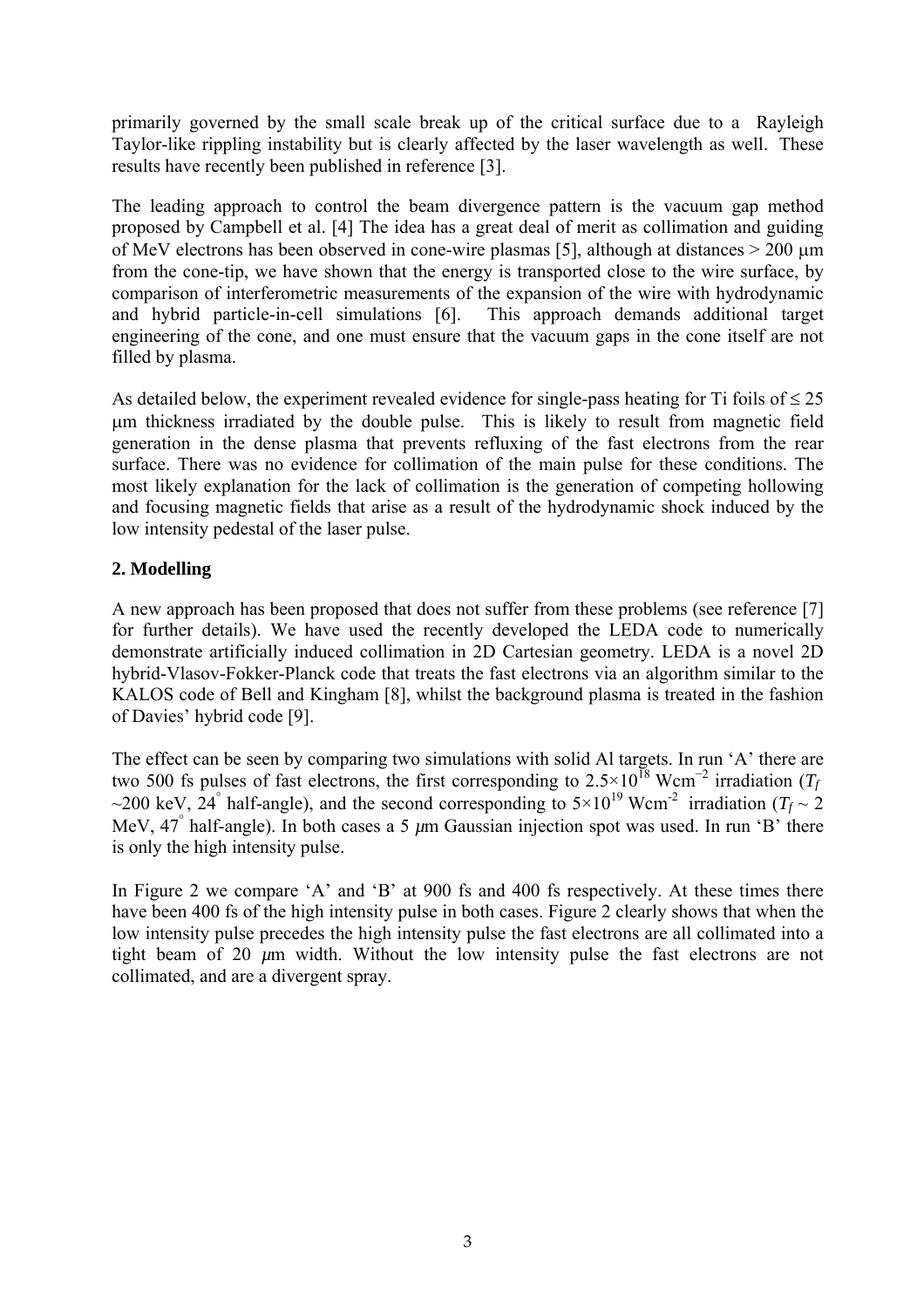primarily governed by the small scale break up of the critical surface due to a Rayleigh Taylor-like rippling instability but is clearly affected by the laser wavelength as well. These results have recently been published in reference [3].

The leading approach to control the beam divergence pattern is the vacuum gap method proposed by Campbell et al. [4] The idea has a great deal of merit as collimation and guiding of MeV electrons has been observed in cone-wire plasmas [5], although at distances > 200 μm from the cone-tip, we have shown that the energy is transported close to the wire surface, by comparison of interferometric measurements of the expansion of the wire with hydrodynamic and hybrid particle-in-cell simulations [6]. This approach demands additional target engineering of the cone, and one must ensure that the vacuum gaps in the cone itself are not filled by plasma.

As detailed below, the experiment revealed evidence for single-pass heating for Ti foils of ≤ 25 μm thickness irradiated by the double pulse. This is likely to result from magnetic field generation in the dense plasma that prevents refluxing of the fast electrons from the rear surface. There was no evidence for collimation of the main pulse for these conditions. The most likely explanation for the lack of collimation is the generation of competing hollowing and focusing magnetic fields that arise as a result of the hydrodynamic shock induced by the low intensity pedestal of the laser pulse.

## 2. Modelling

A new approach has been proposed that does not suffer from these problems (see reference [7] for further details). We have used the recently developed the LEDA code to numerically demonstrate artificially induced collimation in 2D Cartesian geometry. LEDA is a novel 2D hybrid-Vlasov-Fokker-Planck code that treats the fast electrons via an algorithm similar to the KALOS code of Bell and Kingham [8], whilst the background plasma is treated in the fashion of Davies' hybrid code [9].

The effect can be seen by comparing two simulations with solid Al targets. In run 'A' there are two 500 fs pulses of fast electrons, the first corresponding to $2.5\times10^{18}$ Wcm$^{-2}$ irradiation ($T_f$ ~200 keV, 24° half-angle), and the second corresponding to $5\times10^{19}$ Wcm$^{-2}$ irradiation ($T_f$ ~ 2 MeV, 47° half-angle). In both cases a 5 $\mu$m Gaussian injection spot was used. In run 'B' there is only the high intensity pulse.

In Figure 2 we compare 'A' and 'B' at 900 fs and 400 fs respectively. At these times there have been 400 fs of the high intensity pulse in both cases. Figure 2 clearly shows that when the low intensity pulse precedes the high intensity pulse the fast electrons are all collimated into a tight beam of 20 $\mu$m width. Without the low intensity pulse the fast electrons are not collimated, and are a divergent spray.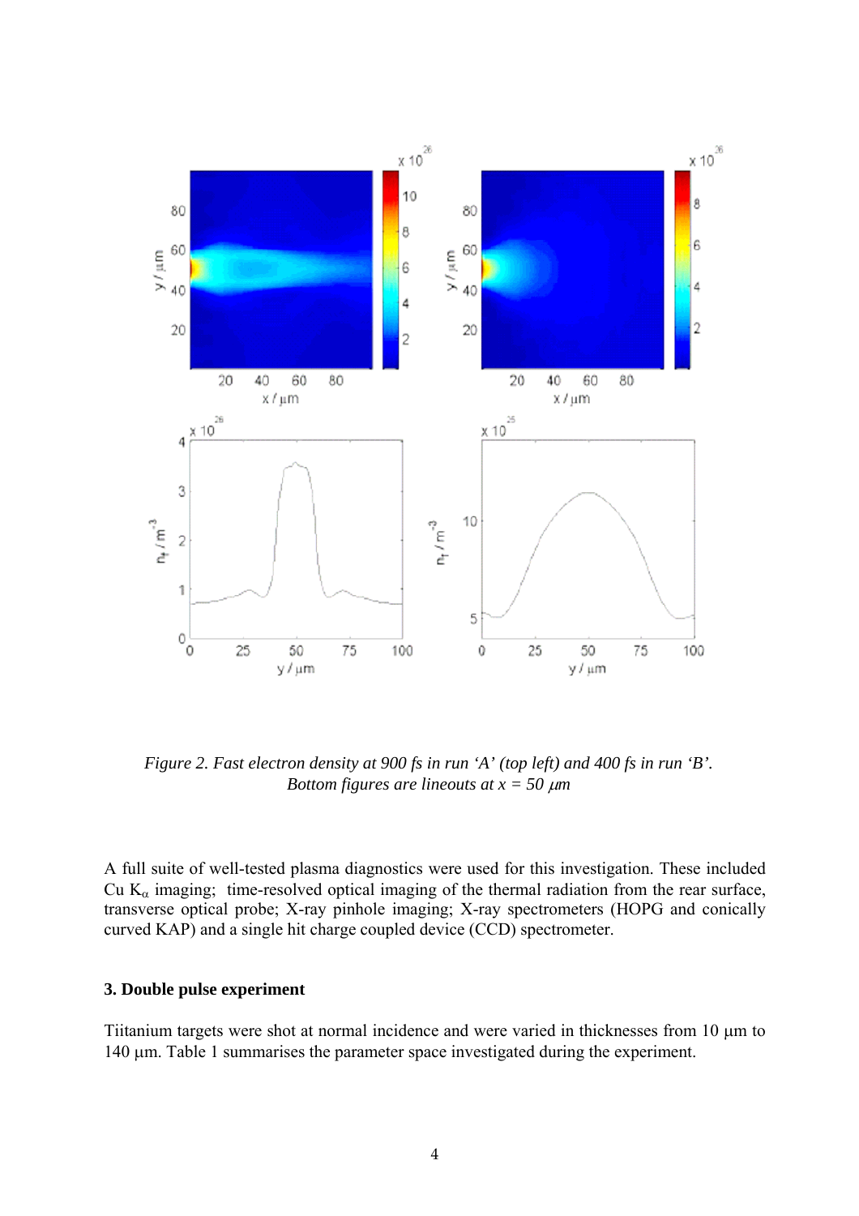*Figure 2. Fast electron density at 900 fs in run 'A' (top left) and 400 fs in run 'B'. Bottom figures are lineouts at x = 50 μm*

A full suite of well-tested plasma diagnostics were used for this investigation. These included Cu $K_\alpha$ imaging; time-resolved optical imaging of the thermal radiation from the rear surface, transverse optical probe; X-ray pinhole imaging; X-ray spectrometers (HOPG and conically curved KAP) and a single hit charge coupled device (CCD) spectrometer.

### 3. Double pulse experiment

Tiitanium targets were shot at normal incidence and were varied in thicknesses from 10 μm to 140 μm. Table 1 summarises the parameter space investigated during the experiment.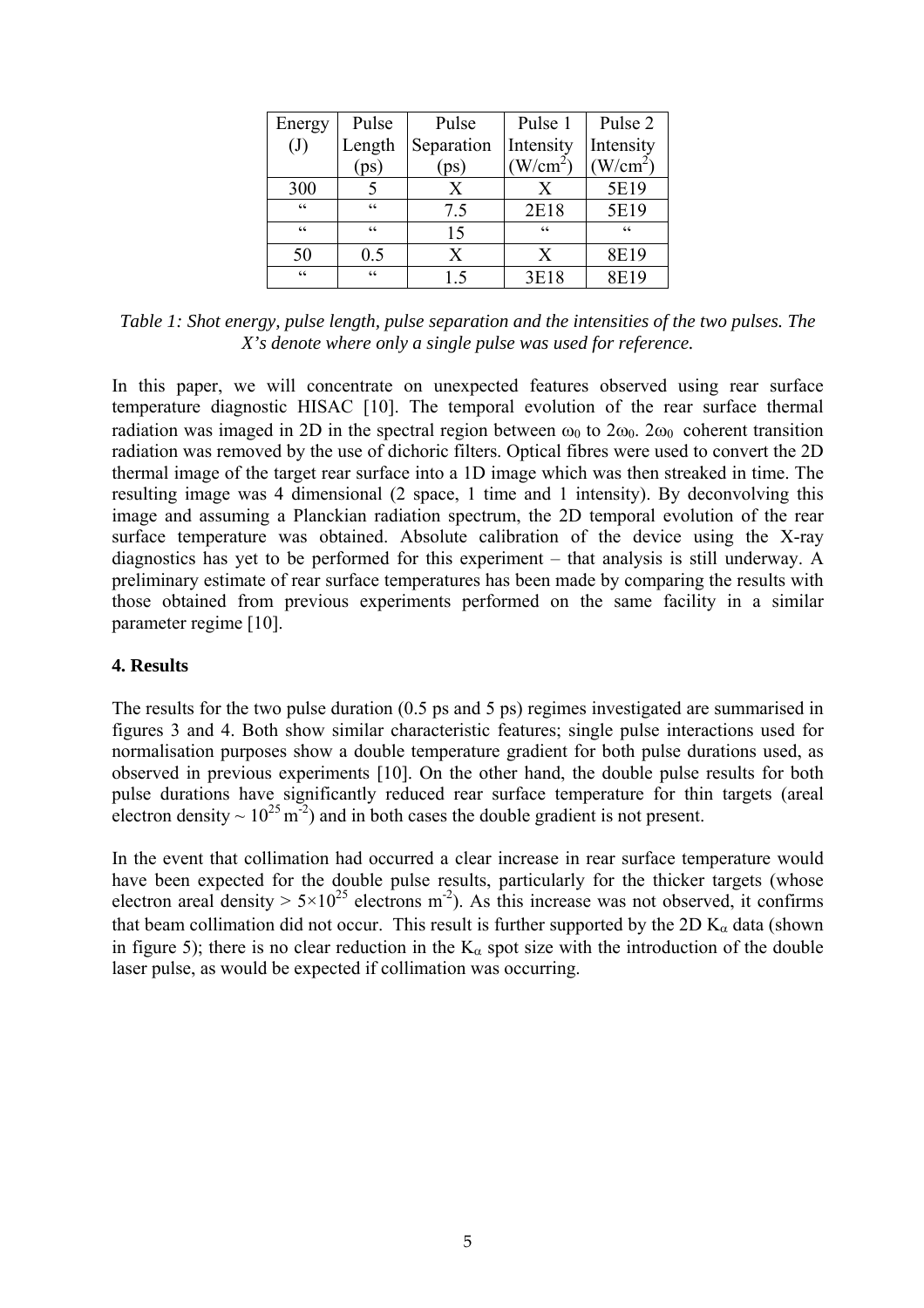| Energy (J) | Pulse Length (ps) | Pulse Separation (ps) | Pulse 1 Intensity ($W/cm^2$) | Pulse 2 Intensity ($W/cm^2$) |
|---|---|---|---|---|
| 300 | 5 | X | X | 5E19 |
| “ | “ | 7.5 | 2E18 | 5E19 |
| “ | “ | 15 | “ | “ |
| 50 | 0.5 | X | X | 8E19 |
| “ | “ | 1.5 | 3E18 | 8E19 |

*Table 1: Shot energy, pulse length, pulse separation and the intensities of the two pulses. The X's denote where only a single pulse was used for reference.*

In this paper, we will concentrate on unexpected features observed using rear surface temperature diagnostic HISAC [10]. The temporal evolution of the rear surface thermal radiation was imaged in 2D in the spectral region between $\omega_0$ to $2\omega_0$. $2\omega_0$ coherent transition radiation was removed by the use of dichoric filters. Optical fibres were used to convert the 2D thermal image of the target rear surface into a 1D image which was then streaked in time. The resulting image was 4 dimensional (2 space, 1 time and 1 intensity). By deconvolving this image and assuming a Planckian radiation spectrum, the 2D temporal evolution of the rear surface temperature was obtained. Absolute calibration of the device using the X-ray diagnostics has yet to be performed for this experiment – that analysis is still underway. A preliminary estimate of rear surface temperatures has been made by comparing the results with those obtained from previous experiments performed on the same facility in a similar parameter regime [10].

## 4. Results

The results for the two pulse duration (0.5 ps and 5 ps) regimes investigated are summarised in figures 3 and 4. Both show similar characteristic features; single pulse interactions used for normalisation purposes show a double temperature gradient for both pulse durations used, as observed in previous experiments [10]. On the other hand, the double pulse results for both pulse durations have significantly reduced rear surface temperature for thin targets (areal electron density $\sim 10^{25}\,m^{-2}$) and in both cases the double gradient is not present.

In the event that collimation had occurred a clear increase in rear surface temperature would have been expected for the double pulse results, particularly for the thicker targets (whose electron areal density $> 5\times10^{25}$ electrons $m^{-2}$). As this increase was not observed, it confirms that beam collimation did not occur. This result is further supported by the 2D $K_\alpha$ data (shown in figure 5); there is no clear reduction in the $K_\alpha$ spot size with the introduction of the double laser pulse, as would be expected if collimation was occurring.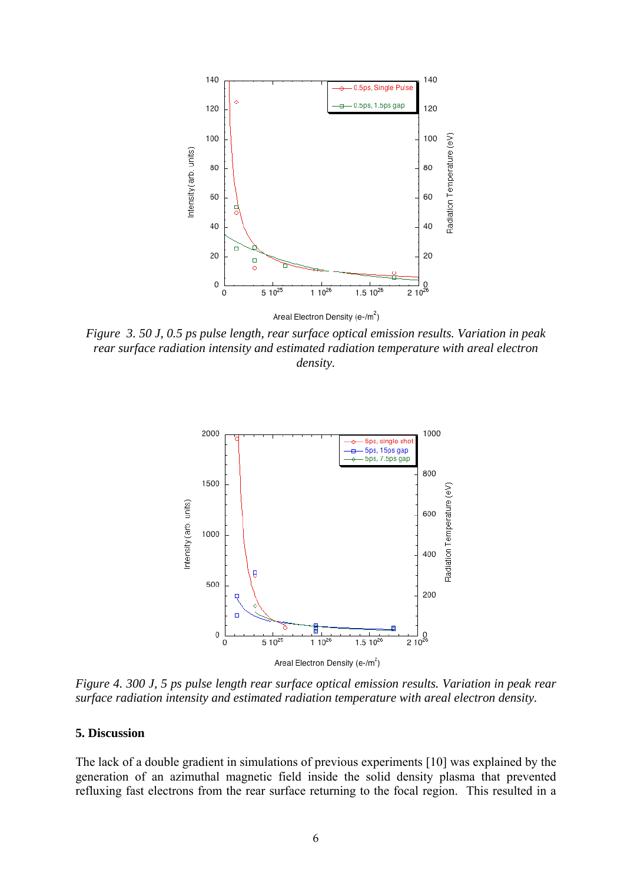*Figure 3. 50 J, 0.5 ps pulse length, rear surface optical emission results. Variation in peak rear surface radiation intensity and estimated radiation temperature with areal electron density.*

*Figure 4. 300 J, 5 ps pulse length rear surface optical emission results. Variation in peak rear surface radiation intensity and estimated radiation temperature with areal electron density.*

### 5. Discussion

The lack of a double gradient in simulations of previous experiments [10] was explained by the generation of an azimuthal magnetic field inside the solid density plasma that prevented refluxing fast electrons from the rear surface returning to the focal region. This resulted in a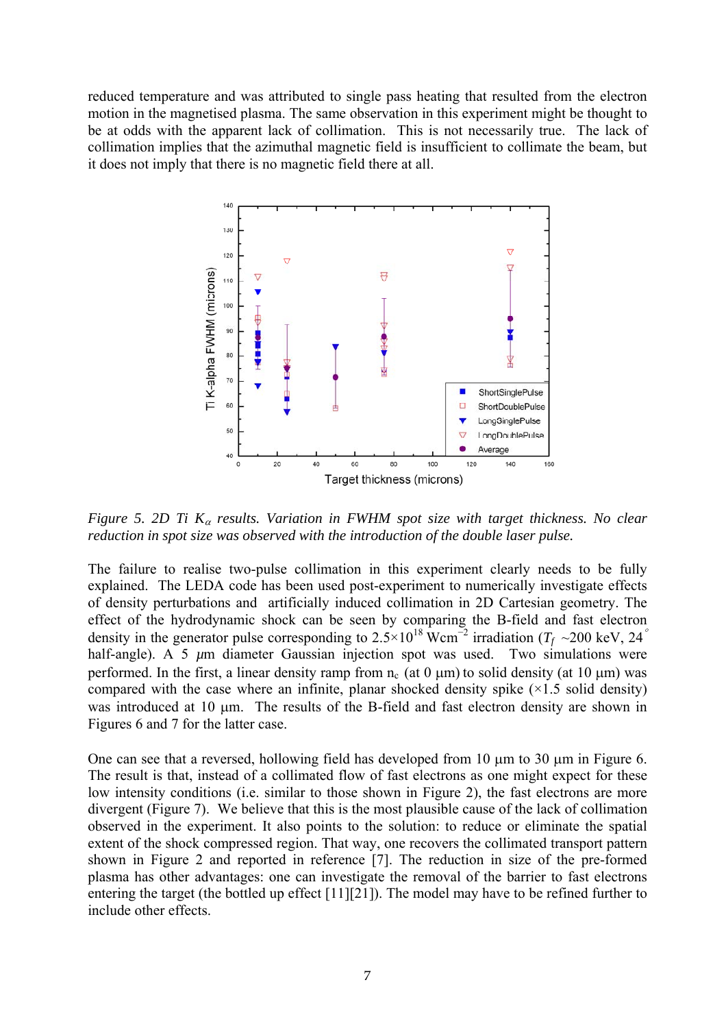reduced temperature and was attributed to single pass heating that resulted from the electron motion in the magnetised plasma. The same observation in this experiment might be thought to be at odds with the apparent lack of collimation. This is not necessarily true. The lack of collimation implies that the azimuthal magnetic field is insufficient to collimate the beam, but it does not imply that there is no magnetic field there at all.

*Figure 5. 2D Ti $K_{\alpha}$ results. Variation in FWHM spot size with target thickness. No clear reduction in spot size was observed with the introduction of the double laser pulse.*

The failure to realise two-pulse collimation in this experiment clearly needs to be fully explained. The LEDA code has been used post-experiment to numerically investigate effects of density perturbations and artificially induced collimation in 2D Cartesian geometry. The effect of the hydrodynamic shock can be seen by comparing the B-field and fast electron density in the generator pulse corresponding to $2.5\times10^{18}$ Wcm$^{-2}$ irradiation ($T_f$ ~200 keV, 24° half-angle). A 5 $\mu$m diameter Gaussian injection spot was used. Two simulations were performed. In the first, a linear density ramp from $n_c$ (at 0 μm) to solid density (at 10 μm) was compared with the case where an infinite, planar shocked density spike (×1.5 solid density) was introduced at 10 μm. The results of the B-field and fast electron density are shown in Figures 6 and 7 for the latter case.

One can see that a reversed, hollowing field has developed from 10 μm to 30 μm in Figure 6. The result is that, instead of a collimated flow of fast electrons as one might expect for these low intensity conditions (i.e. similar to those shown in Figure 2), the fast electrons are more divergent (Figure 7). We believe that this is the most plausible cause of the lack of collimation observed in the experiment. It also points to the solution: to reduce or eliminate the spatial extent of the shock compressed region. That way, one recovers the collimated transport pattern shown in Figure 2 and reported in reference [7]. The reduction in size of the pre-formed plasma has other advantages: one can investigate the removal of the barrier to fast electrons entering the target (the bottled up effect [11][21]). The model may have to be refined further to include other effects.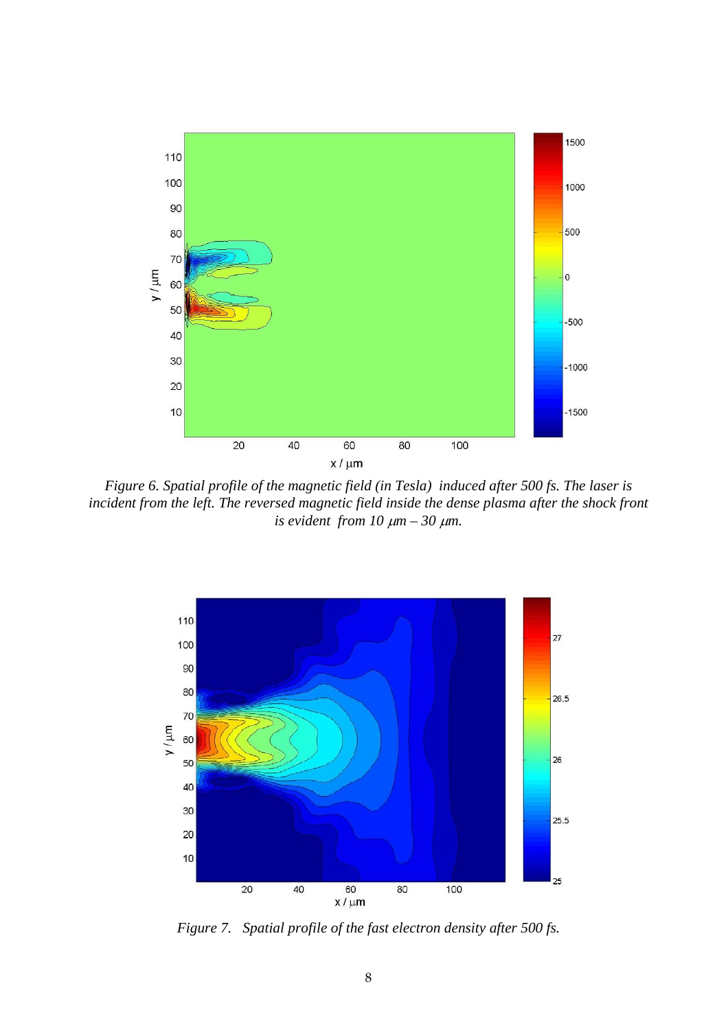*Figure 6. Spatial profile of the magnetic field (in Tesla) induced after 500 fs. The laser is incident from the left. The reversed magnetic field inside the dense plasma after the shock front is evident from 10 $\mu m$ – 30 $\mu m$.*

*Figure 7. Spatial profile of the fast electron density after 500 fs.*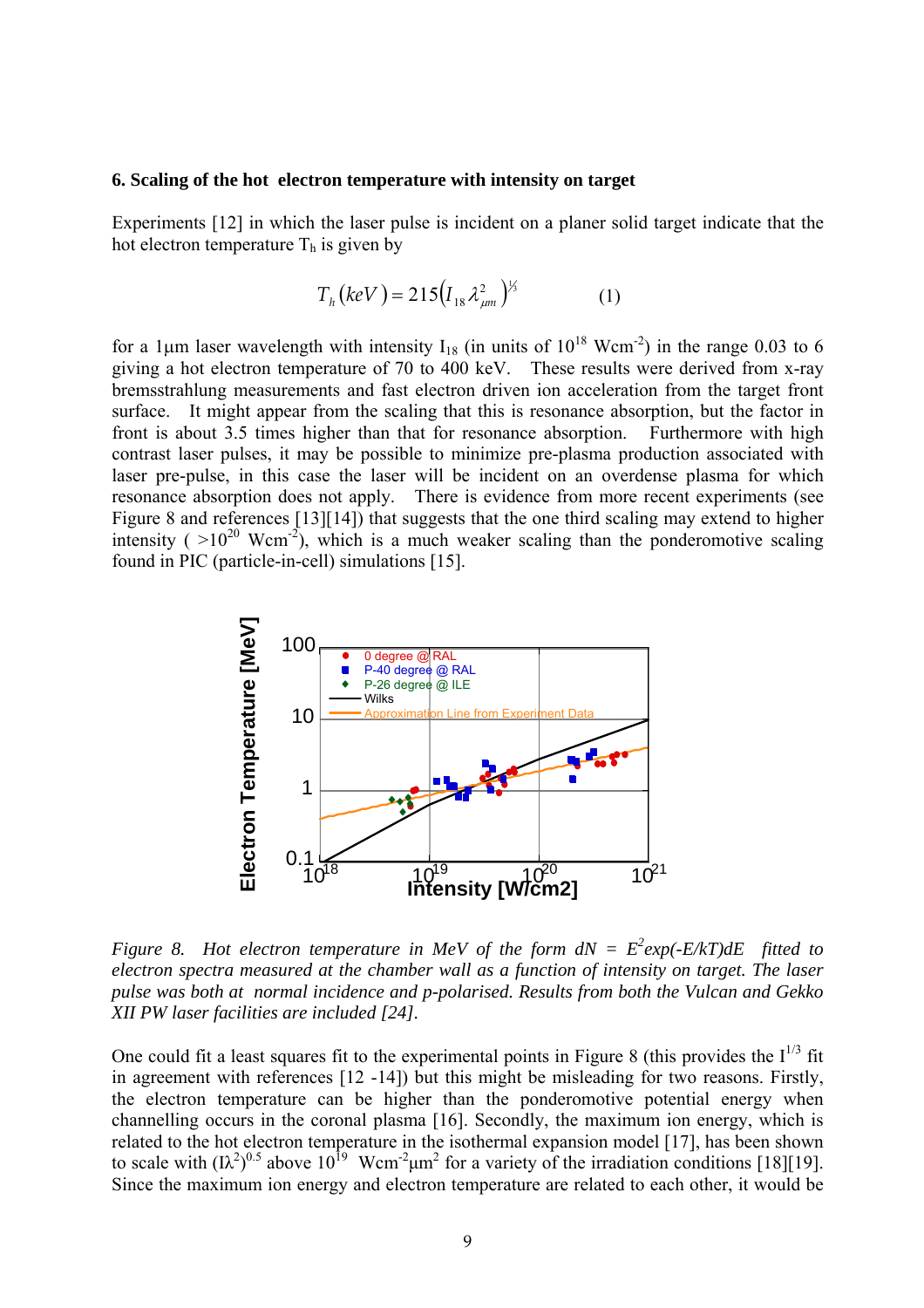### 6. Scaling of the hot electron temperature with intensity on target

Experiments [12] in which the laser pulse is incident on a planer solid target indicate that the hot electron temperature $T_h$ is given by

$$T_h(keV) = 215\left(I_{18}\lambda_{\mu m}^2\right)^{1/3} \qquad (1)$$

for a 1μm laser wavelength with intensity $I_{18}$ (in units of $10^{18}$ Wcm$^{-2}$) in the range 0.03 to 6 giving a hot electron temperature of 70 to 400 keV. These results were derived from x-ray bremsstrahlung measurements and fast electron driven ion acceleration from the target front surface. It might appear from the scaling that this is resonance absorption, but the factor in front is about 3.5 times higher than that for resonance absorption. Furthermore with high contrast laser pulses, it may be possible to minimize pre-plasma production associated with laser pre-pulse, in this case the laser will be incident on an overdense plasma for which resonance absorption does not apply. There is evidence from more recent experiments (see Figure 8 and references [13][14]) that suggests that the one third scaling may extend to higher intensity ( $>10^{20}$ Wcm$^{-2}$), which is a much weaker scaling than the ponderomotive scaling found in PIC (particle-in-cell) simulations [15].

*Figure 8. Hot electron temperature in MeV of the form $dN = E^2 \exp(-E/kT)dE$ fitted to electron spectra measured at the chamber wall as a function of intensity on target. The laser pulse was both at normal incidence and p-polarised. Results from both the Vulcan and Gekko XII PW laser facilities are included [24].*

One could fit a least squares fit to the experimental points in Figure 8 (this provides the $I^{1/3}$ fit in agreement with references [12 -14]) but this might be misleading for two reasons. Firstly, the electron temperature can be higher than the ponderomotive potential energy when channelling occurs in the coronal plasma [16]. Secondly, the maximum ion energy, which is related to the hot electron temperature in the isothermal expansion model [17], has been shown to scale with $(I\lambda^2)^{0.5}$ above $10^{19}$ Wcm$^{-2}$μm$^2$ for a variety of the irradiation conditions [18][19]. Since the maximum ion energy and electron temperature are related to each other, it would be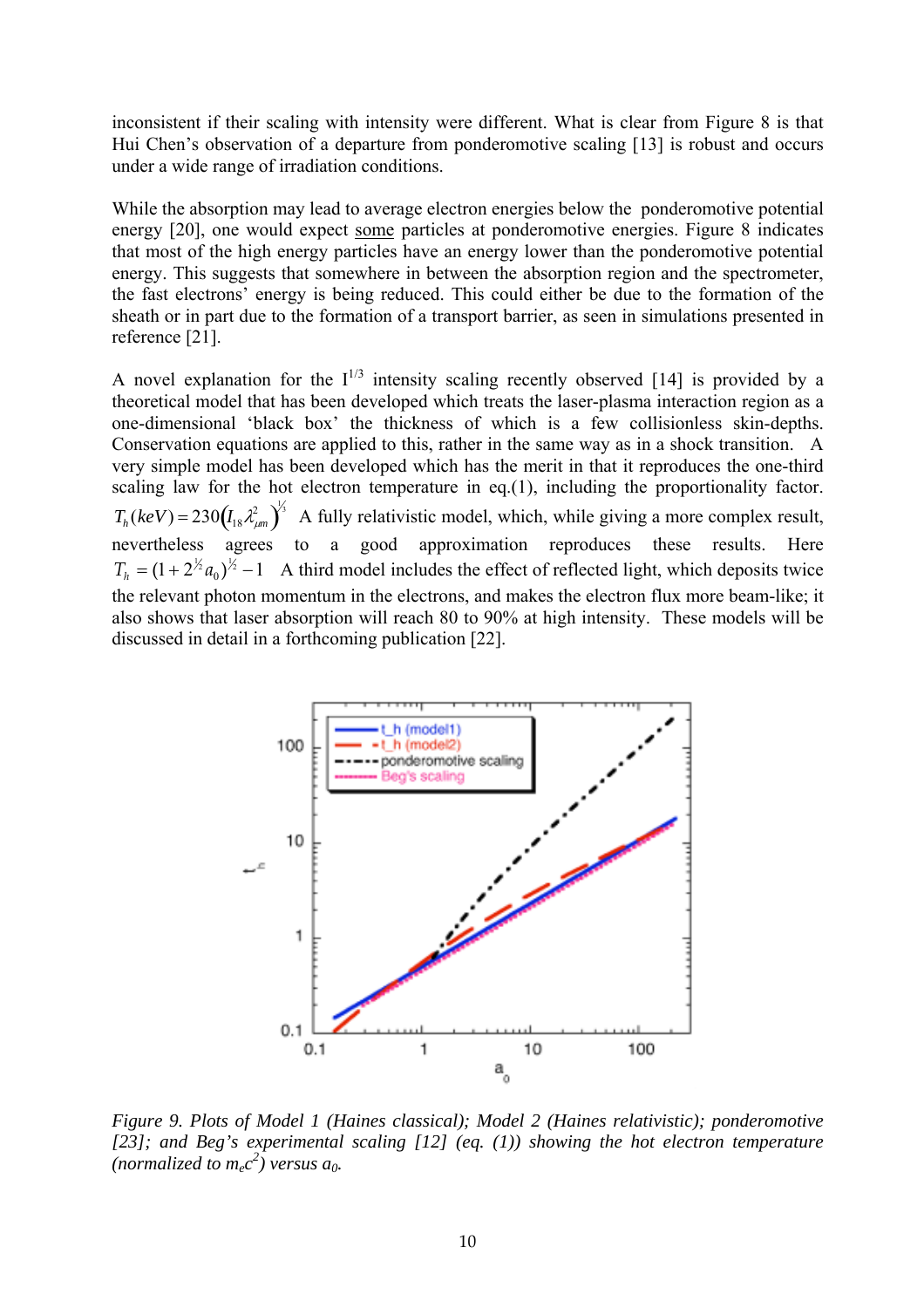inconsistent if their scaling with intensity were different. What is clear from Figure 8 is that Hui Chen's observation of a departure from ponderomotive scaling [13] is robust and occurs under a wide range of irradiation conditions.

While the absorption may lead to average electron energies below the ponderomotive potential energy [20], one would expect some particles at ponderomotive energies. Figure 8 indicates that most of the high energy particles have an energy lower than the ponderomotive potential energy. This suggests that somewhere in between the absorption region and the spectrometer, the fast electrons' energy is being reduced. This could either be due to the formation of the sheath or in part due to the formation of a transport barrier, as seen in simulations presented in reference [21].

A novel explanation for the $I^{1/3}$ intensity scaling recently observed [14] is provided by a theoretical model that has been developed which treats the laser-plasma interaction region as a one-dimensional 'black box' the thickness of which is a few collisionless skin-depths. Conservation equations are applied to this, rather in the same way as in a shock transition. A very simple model has been developed which has the merit in that it reproduces the one-third scaling law for the hot electron temperature in eq.(1), including the proportionality factor. $T_h(keV) = 230\left(I_{18}\lambda^2_{\mu m}\right)^{1/3}$ A fully relativistic model, which, while giving a more complex result, nevertheless agrees to a good approximation reproduces these results. Here $T_h = (1 + 2^{1/2} a_0)^{1/2} - 1$ A third model includes the effect of reflected light, which deposits twice the relevant photon momentum in the electrons, and makes the electron flux more beam-like; it also shows that laser absorption will reach 80 to 90% at high intensity. These models will be discussed in detail in a forthcoming publication [22].

*Figure 9. Plots of Model 1 (Haines classical); Model 2 (Haines relativistic); ponderomotive [23]; and Beg's experimental scaling [12] (eq. (1)) showing the hot electron temperature (normalized to $m_ec^2$) versus $a_0$.*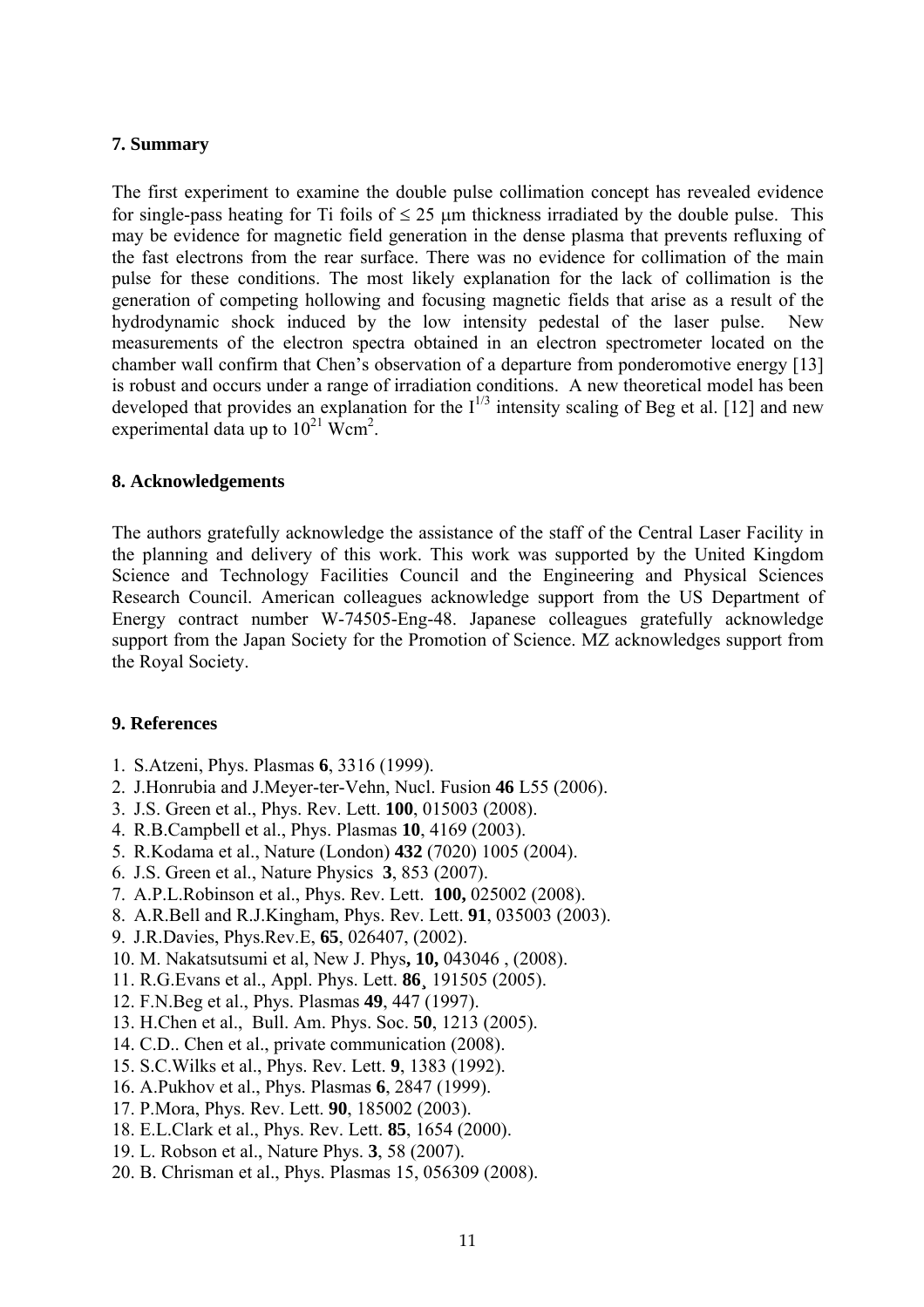## 7. Summary

The first experiment to examine the double pulse collimation concept has revealed evidence for single-pass heating for Ti foils of $\leq 25$ μm thickness irradiated by the double pulse. This may be evidence for magnetic field generation in the dense plasma that prevents refluxing of the fast electrons from the rear surface. There was no evidence for collimation of the main pulse for these conditions. The most likely explanation for the lack of collimation is the generation of competing hollowing and focusing magnetic fields that arise as a result of the hydrodynamic shock induced by the low intensity pedestal of the laser pulse. New measurements of the electron spectra obtained in an electron spectrometer located on the chamber wall confirm that Chen's observation of a departure from ponderomotive energy [13] is robust and occurs under a range of irradiation conditions. A new theoretical model has been developed that provides an explanation for the $I^{1/3}$ intensity scaling of Beg et al. [12] and new experimental data up to $10^{21}$ Wcm$^{2}$.

## 8. Acknowledgements

The authors gratefully acknowledge the assistance of the staff of the Central Laser Facility in the planning and delivery of this work. This work was supported by the United Kingdom Science and Technology Facilities Council and the Engineering and Physical Sciences Research Council. American colleagues acknowledge support from the US Department of Energy contract number W-74505-Eng-48. Japanese colleagues gratefully acknowledge support from the Japan Society for the Promotion of Science. MZ acknowledges support from the Royal Society.

## 9. References

1. S.Atzeni, Phys. Plasmas **6**, 3316 (1999).
2. J.Honrubia and J.Meyer-ter-Vehn, Nucl. Fusion **46** L55 (2006).
3. J.S. Green et al., Phys. Rev. Lett. **100**, 015003 (2008).
4. R.B.Campbell et al., Phys. Plasmas **10**, 4169 (2003).
5. R.Kodama et al., Nature (London) **432** (7020) 1005 (2004).
6. J.S. Green et al., Nature Physics **3**, 853 (2007).
7. A.P.L.Robinson et al., Phys. Rev. Lett. **100,** 025002 (2008).
8. A.R.Bell and R.J.Kingham, Phys. Rev. Lett. **91**, 035003 (2003).
9. J.R.Davies, Phys.Rev.E, **65**, 026407, (2002).
10. M. Nakatsutsumi et al, New J. Phys**, 10,** 043046 , (2008).
11. R.G.Evans et al., Appl. Phys. Lett. **86**¸ 191505 (2005).
12. F.N.Beg et al., Phys. Plasmas **49**, 447 (1997).
13. H.Chen et al., Bull. Am. Phys. Soc. **50**, 1213 (2005).
14. C.D.. Chen et al., private communication (2008).
15. S.C.Wilks et al., Phys. Rev. Lett. **9**, 1383 (1992).
16. A.Pukhov et al., Phys. Plasmas **6**, 2847 (1999).
17. P.Mora, Phys. Rev. Lett. **90**, 185002 (2003).
18. E.L.Clark et al., Phys. Rev. Lett. **85**, 1654 (2000).
19. L. Robson et al., Nature Phys. **3**, 58 (2007).
20. B. Chrisman et al., Phys. Plasmas 15, 056309 (2008).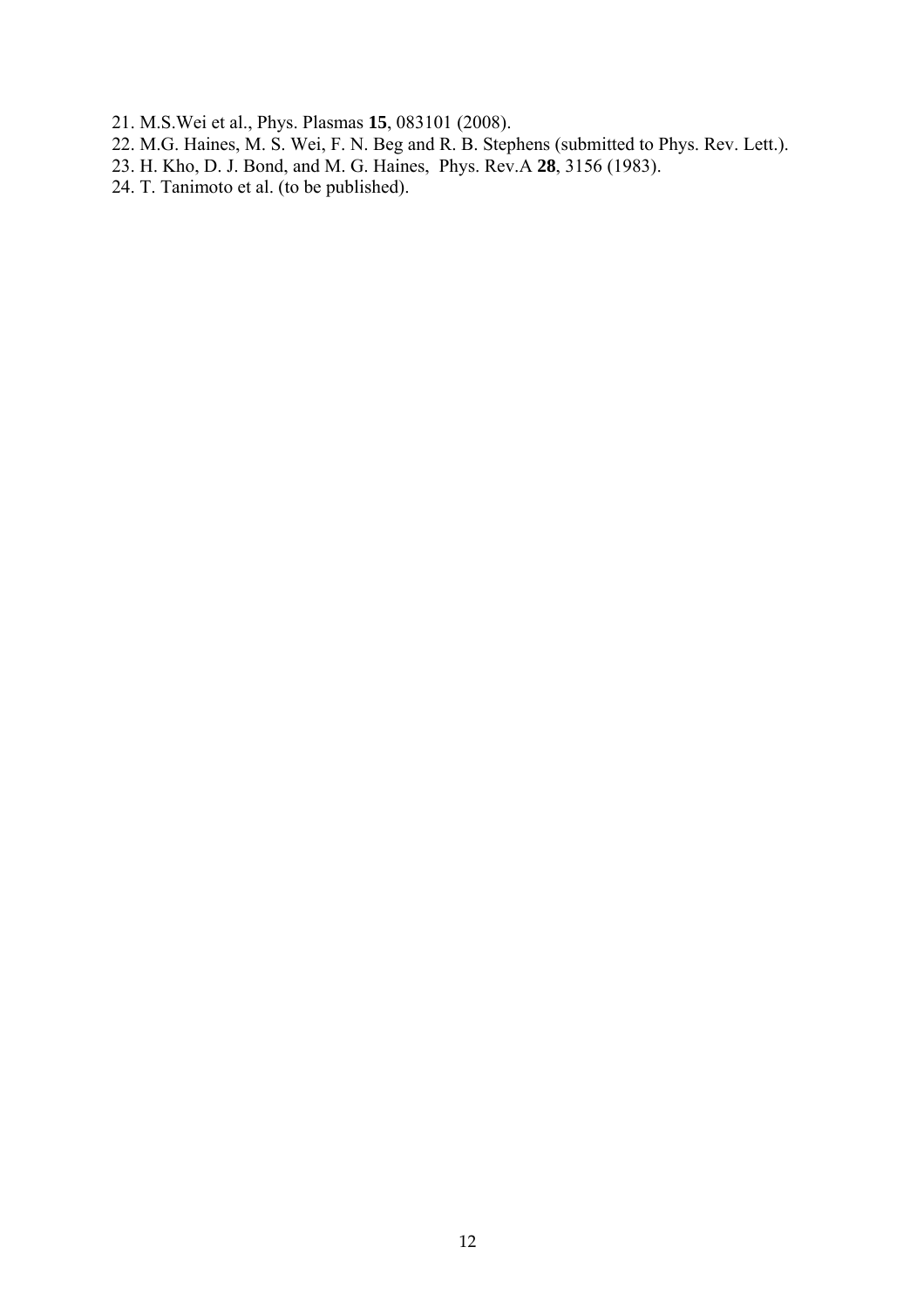21. M.S.Wei et al., Phys. Plasmas **15**, 083101 (2008).
22. M.G. Haines, M. S. Wei, F. N. Beg and R. B. Stephens (submitted to Phys. Rev. Lett.).
23. H. Kho, D. J. Bond, and M. G. Haines, Phys. Rev.A **28**, 3156 (1983).
24. T. Tanimoto et al. (to be published).